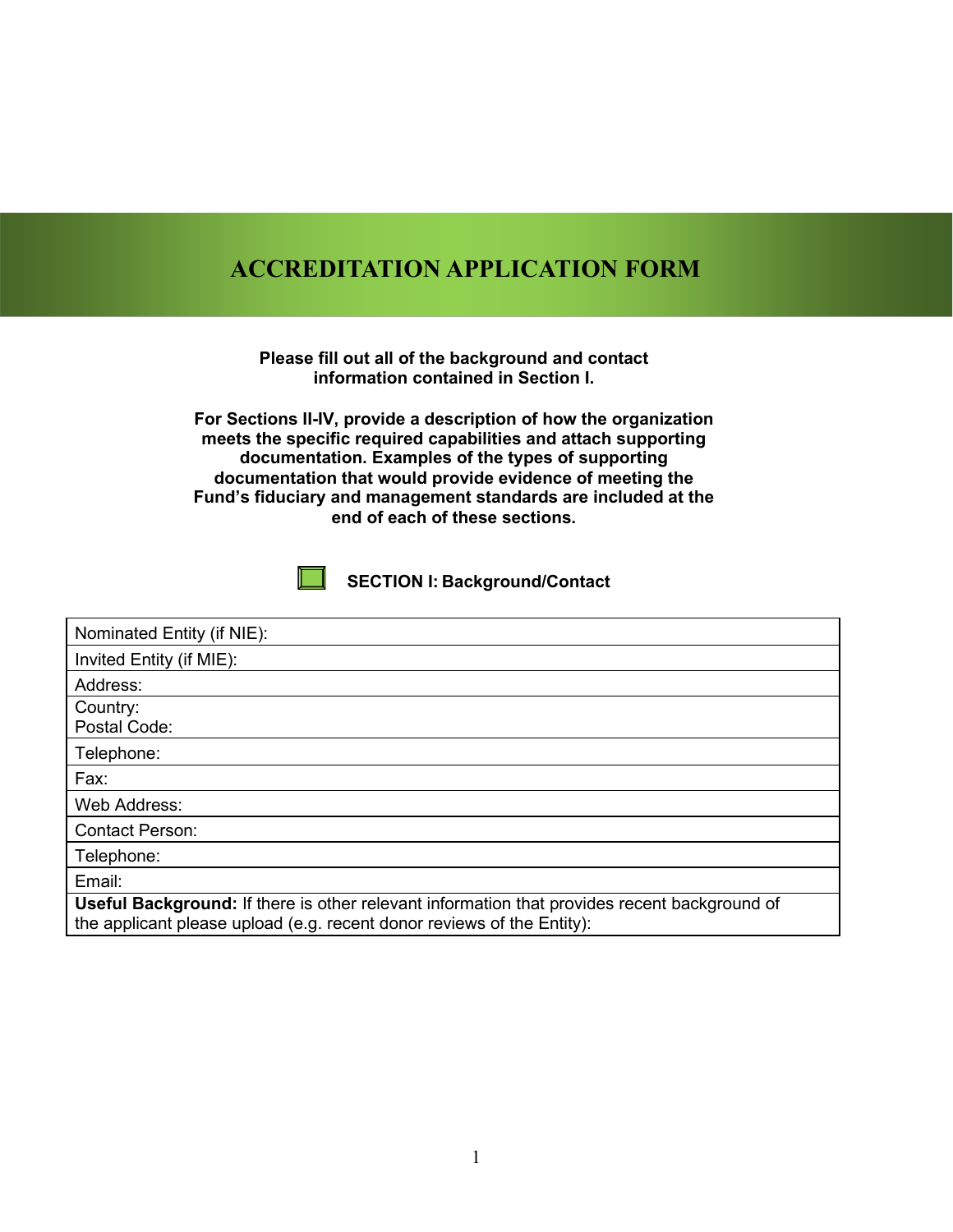# ACCREDITATION APPLICATION FORM

**Please fill out all of the background and contact information contained in Section I.**

**For Sections II-IV, provide a description of how the organization meets the specific required capabilities and attach supporting documentation. Examples of the types of supporting documentation that would provide evidence of meeting the Fund's fiduciary and management standards are included at the end of each of these sections.**

## SECTION I: Background/Contact

| Nominated Entity (if NIE): |
|---|
| Invited Entity (if MIE): |
| Address: |
| Country:<br>Postal Code: |
| Telephone: |
| Fax: |
| Web Address: |
| Contact Person: |
| Telephone: |
| Email: |
| **Useful Background:** If there is other relevant information that provides recent background of the applicant please upload (e.g. recent donor reviews of the Entity): |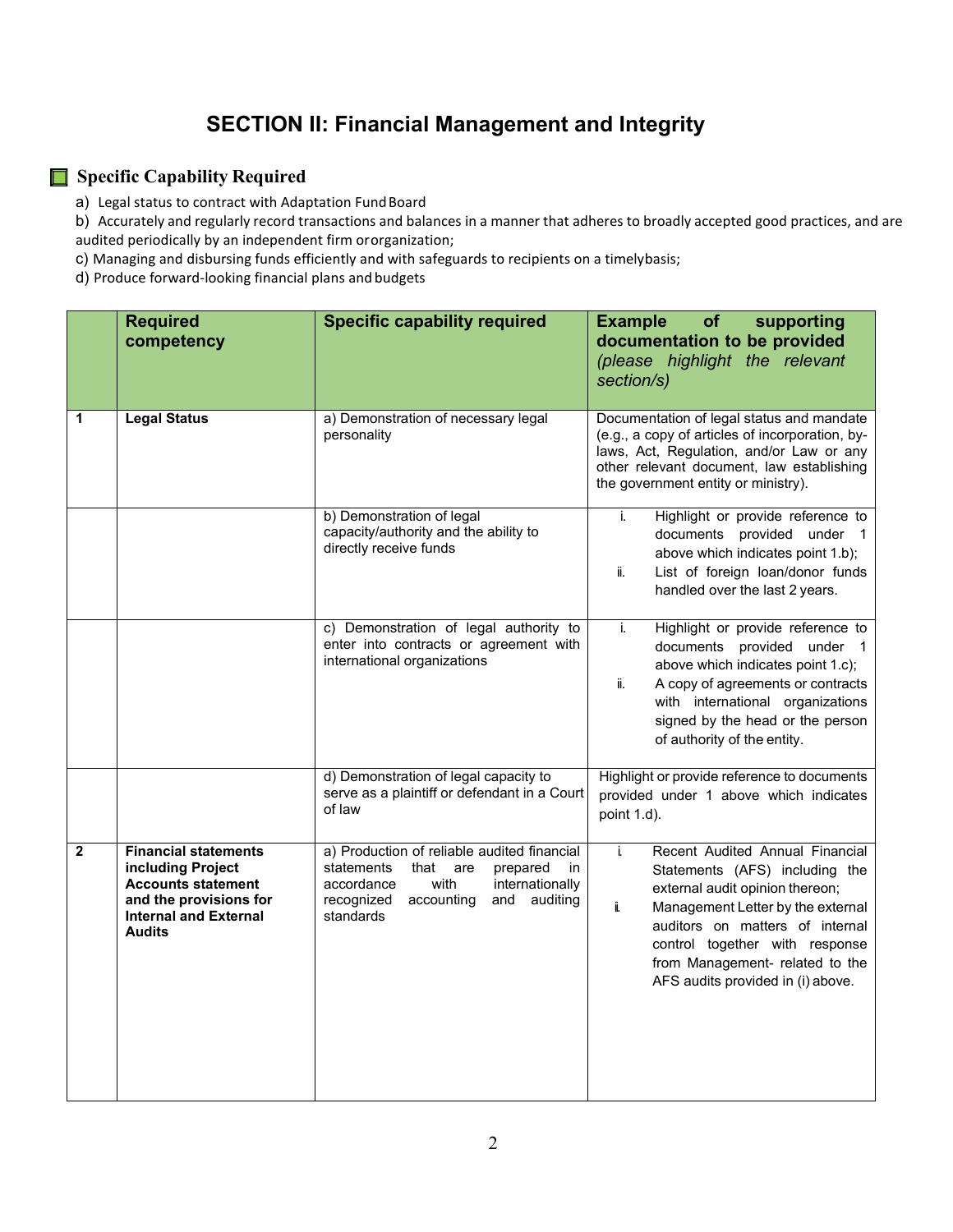# SECTION II: Financial Management and Integrity

## Specific Capability Required

a) Legal status to contract with Adaptation Fund Board

b) Accurately and regularly record transactions and balances in a manner that adheres to broadly accepted good practices, and are audited periodically by an independent firm or organization;

c) Managing and disbursing funds efficiently and with safeguards to recipients on a timely basis;

d) Produce forward-looking financial plans and budgets

| | Required competency | Specific capability required | Example of supporting documentation to be provided *(please highlight the relevant section/s)* |
|---|---|---|---|
| 1 | **Legal Status** | a) Demonstration of necessary legal personality | Documentation of legal status and mandate (e.g., a copy of articles of incorporation, by-laws, Act, Regulation, and/or Law or any other relevant document, law establishing the government entity or ministry). |
| | | b) Demonstration of legal capacity/authority and the ability to directly receive funds | i. Highlight or provide reference to documents provided under 1 above which indicates point 1.b);<br>ii. List of foreign loan/donor funds handled over the last 2 years. |
| | | c) Demonstration of legal authority to enter into contracts or agreement with international organizations | i. Highlight or provide reference to documents provided under 1 above which indicates point 1.c);<br>ii. A copy of agreements or contracts with international organizations signed by the head or the person of authority of the entity. |
| | | d) Demonstration of legal capacity to serve as a plaintiff or defendant in a Court of law | Highlight or provide reference to documents provided under 1 above which indicates point 1.d). |
| 2 | **Financial statements including Project Accounts statement and the provisions for Internal and External Audits** | a) Production of reliable audited financial statements that are prepared in accordance with internationally recognized accounting and auditing standards | i. Recent Audited Annual Financial Statements (AFS) including the external audit opinion thereon;<br>ii. Management Letter by the external auditors on matters of internal control together with response from Management- related to the AFS audits provided in (i) above. |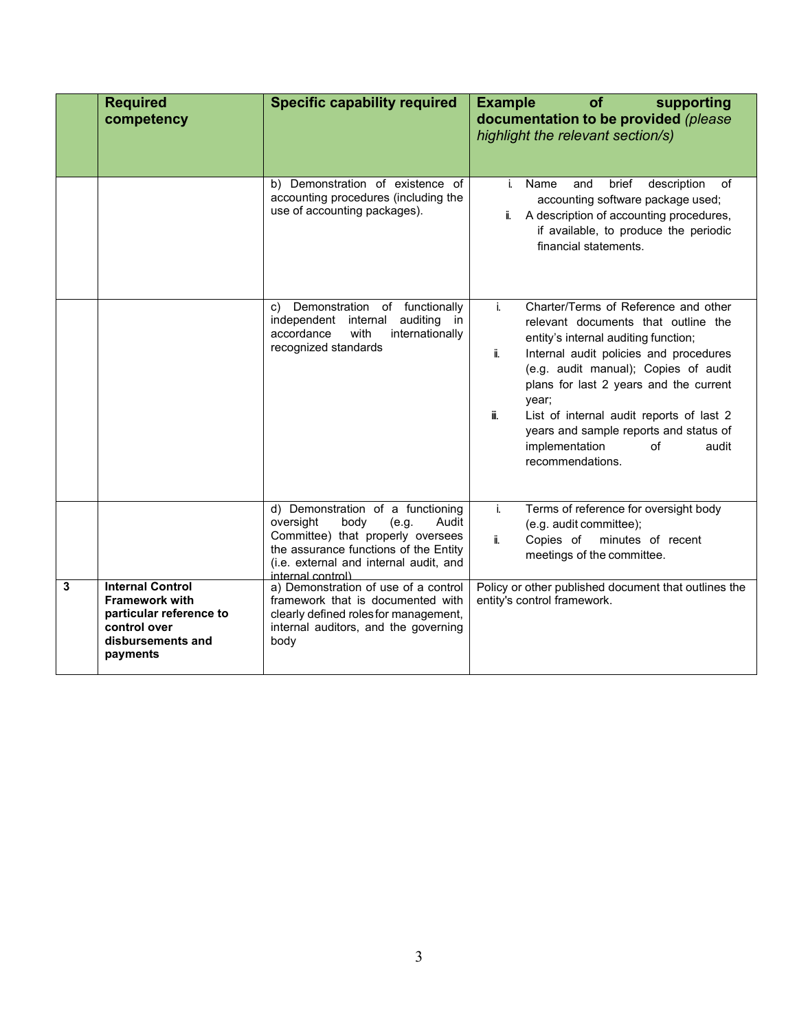| | Required competency | Specific capability required | Example of supporting documentation to be provided *(please highlight the relevant section/s)* |
|---|---|---|---|
| | | b) Demonstration of existence of accounting procedures (including the use of accounting packages). | i. Name and brief description of accounting software package used;<br>ii. A description of accounting procedures, if available, to produce the periodic financial statements. |
| | | c) Demonstration of functionally independent internal auditing in accordance with internationally recognized standards | i. Charter/Terms of Reference and other relevant documents that outline the entity's internal auditing function;<br>ii. Internal audit policies and procedures (e.g. audit manual); Copies of audit plans for last 2 years and the current year;<br>iii. List of internal audit reports of last 2 years and sample reports and status of implementation of audit recommendations. |
| | | d) Demonstration of a functioning oversight body (e.g. Audit Committee) that properly oversees the assurance functions of the Entity (i.e. external and internal audit, and internal control) | i. Terms of reference for oversight body (e.g. audit committee);<br>ii. Copies of minutes of recent meetings of the committee. |
| **3** | **Internal Control Framework with particular reference to control over disbursements and payments** | a) Demonstration of use of a control framework that is documented with clearly defined roles for management, internal auditors, and the governing body | Policy or other published document that outlines the entity's control framework. |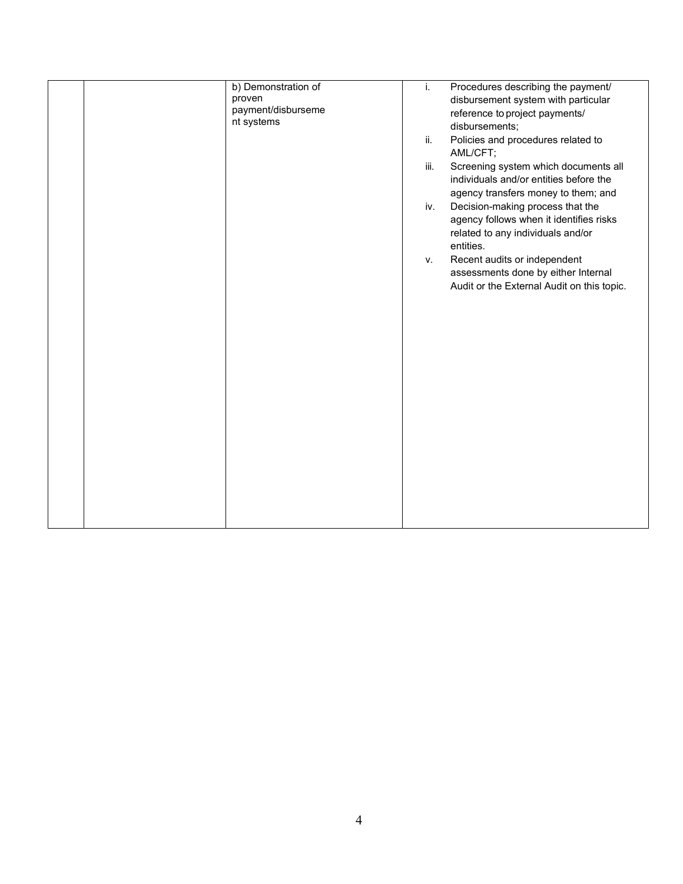|  |  |  |  |
|---|---|---|---|
|  |  | b) Demonstration of proven payment/disbursement systems | i. Procedures describing the payment/ disbursement system with particular reference to project payments/ disbursements;<br>ii. Policies and procedures related to AML/CFT;<br>iii. Screening system which documents all individuals and/or entities before the agency transfers money to them; and<br>iv. Decision-making process that the agency follows when it identifies risks related to any individuals and/or entities.<br>v. Recent audits or independent assessments done by either Internal Audit or the External Audit on this topic. |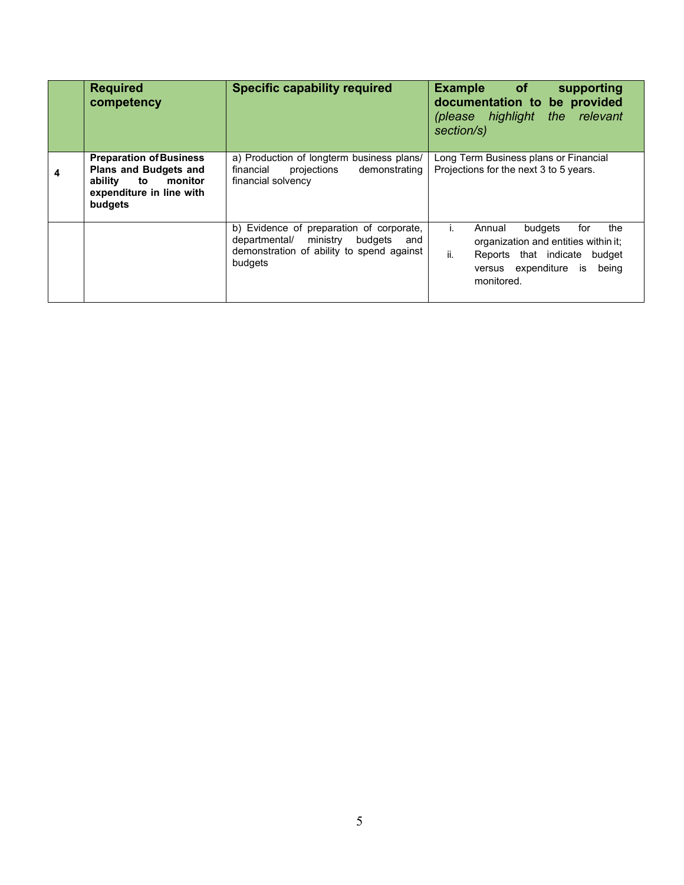| | Required competency | Specific capability required | Example of supporting documentation to be provided *(please highlight the relevant section/s)* |
|---|---|---|---|
| 4 | **Preparation of Business Plans and Budgets and ability to monitor expenditure in line with budgets** | a) Production of longterm business plans/ financial projections demonstrating financial solvency | Long Term Business plans or Financial Projections for the next 3 to 5 years. |
| | | b) Evidence of preparation of corporate, departmental/ ministry budgets and demonstration of ability to spend against budgets | i. Annual budgets for the organization and entities within it; ii. Reports that indicate budget versus expenditure is being monitored. |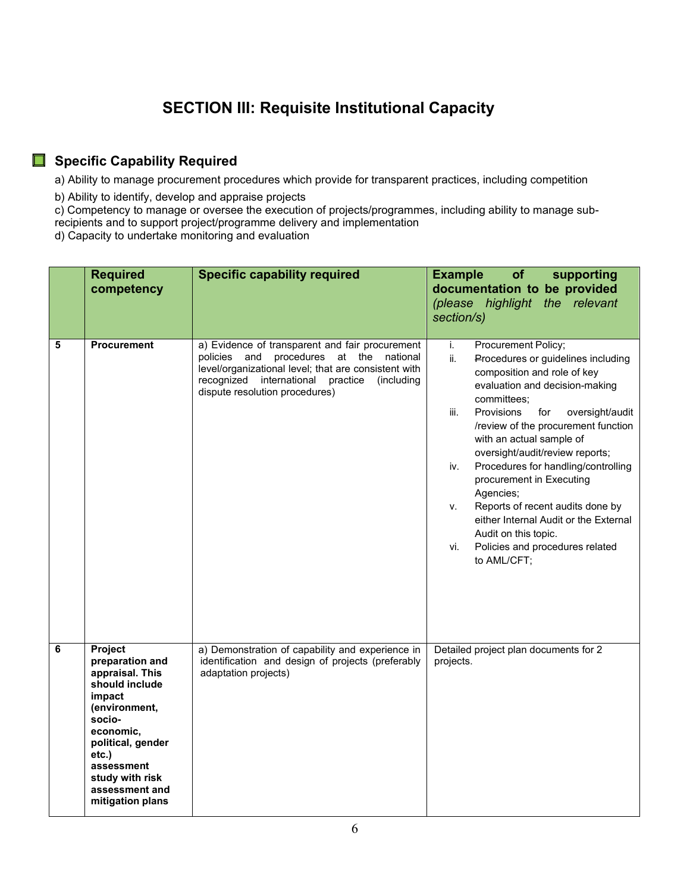# SECTION III: Requisite Institutional Capacity

## Specific Capability Required

a) Ability to manage procurement procedures which provide for transparent practices, including competition

b) Ability to identify, develop and appraise projects

c) Competency to manage or oversee the execution of projects/programmes, including ability to manage sub-recipients and to support project/programme delivery and implementation

d) Capacity to undertake monitoring and evaluation

| | **Required competency** | **Specific capability required** | **Example of supporting documentation to be provided** *(please highlight the relevant section/s)* |
|---|---|---|---|
| **5** | **Procurement** | a) Evidence of transparent and fair procurement policies and procedures at the national level/organizational level; that are consistent with recognized international practice (including dispute resolution procedures) | i. Procurement Policy;<br>ii. Procedures or guidelines including composition and role of key evaluation and decision-making committees;<br>iii. Provisions for oversight/audit /review of the procurement function with an actual sample of oversight/audit/review reports;<br>iv. Procedures for handling/controlling procurement in Executing Agencies;<br>v. Reports of recent audits done by either Internal Audit or the External Audit on this topic.<br>vi. Policies and procedures related to AML/CFT; |
| **6** | **Project preparation and appraisal. This should include impact (environment, socio-economic, political, gender etc.) assessment study with risk assessment and mitigation plans** | a) Demonstration of capability and experience in identification and design of projects (preferably adaptation projects) | Detailed project plan documents for 2 projects. |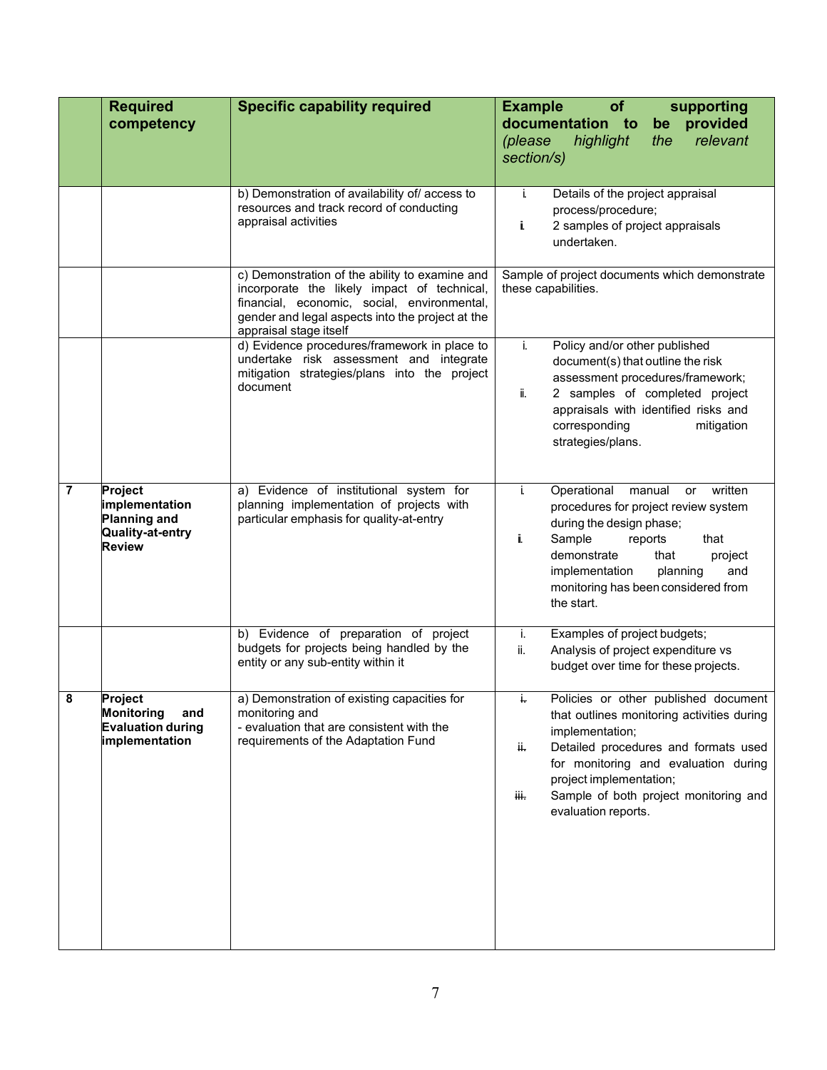| | Required competency | Specific capability required | Example of supporting documentation to be provided *(please highlight the relevant section/s)* |
|---|---|---|---|
| | | b) Demonstration of availability of/ access to resources and track record of conducting appraisal activities | i. Details of the project appraisal process/procedure;<br>ii. 2 samples of project appraisals undertaken. |
| | | c) Demonstration of the ability to examine and incorporate the likely impact of technical, financial, economic, social, environmental, gender and legal aspects into the project at the appraisal stage itself | Sample of project documents which demonstrate these capabilities. |
| | | d) Evidence procedures/framework in place to undertake risk assessment and integrate mitigation strategies/plans into the project document | i. Policy and/or other published document(s) that outline the risk assessment procedures/framework;<br>ii. 2 samples of completed project appraisals with identified risks and corresponding mitigation strategies/plans. |
| 7 | **Project implementation Planning and Quality-at-entry Review** | a) Evidence of institutional system for planning implementation of projects with particular emphasis for quality-at-entry | i. Operational manual or written procedures for project review system during the design phase;<br>ii. Sample reports that demonstrate that project implementation planning and monitoring has been considered from the start. |
| | | b) Evidence of preparation of project budgets for projects being handled by the entity or any sub-entity within it | i. Examples of project budgets;<br>ii. Analysis of project expenditure vs budget over time for these projects. |
| 8 | **Project Monitoring and Evaluation during implementation** | a) Demonstration of existing capacities for monitoring and<br>- evaluation that are consistent with the requirements of the Adaptation Fund | i. Policies or other published document that outlines monitoring activities during implementation;<br>ii. Detailed procedures and formats used for monitoring and evaluation during project implementation;<br>iii. Sample of both project monitoring and evaluation reports. |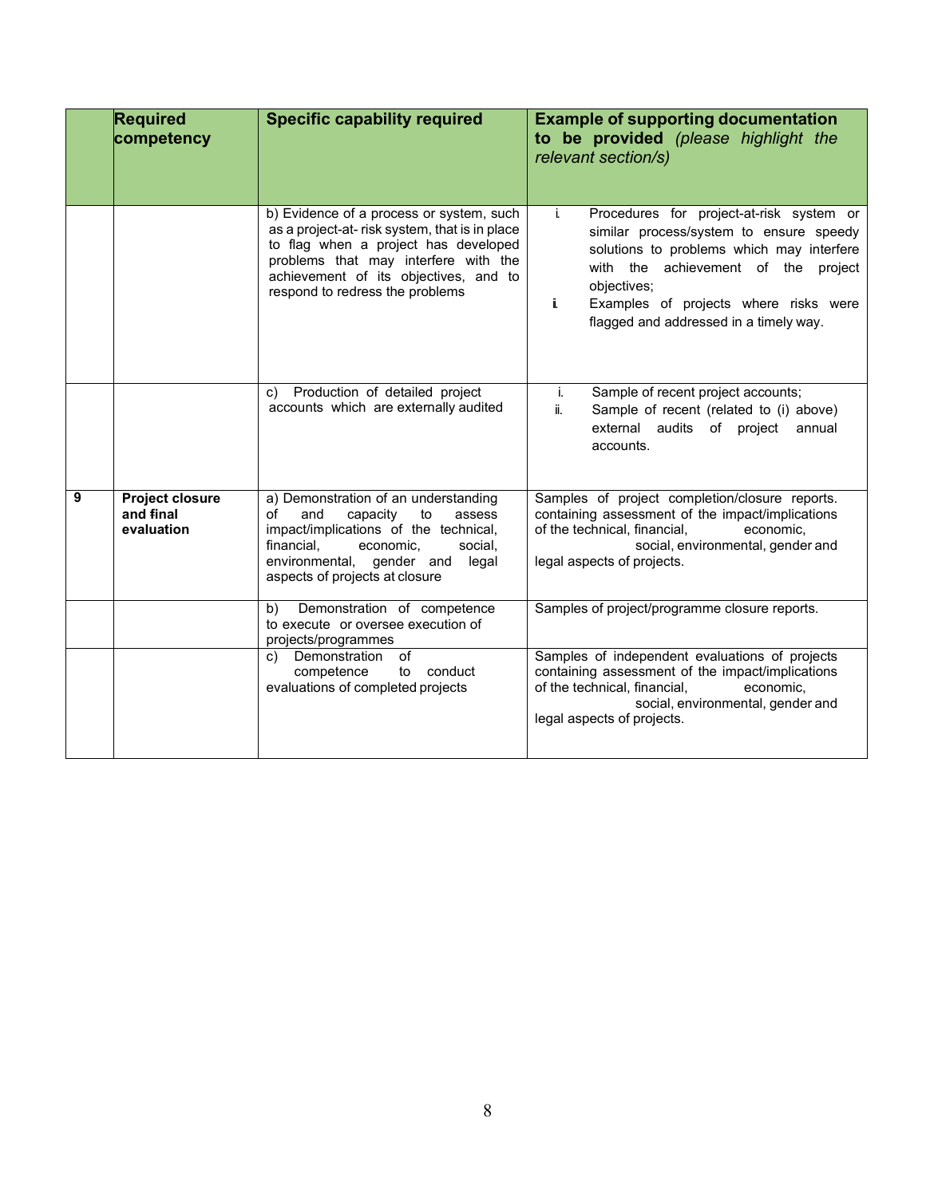| | Required competency | Specific capability required | Example of supporting documentation to be provided *(please highlight the relevant section/s)* |
|---|---|---|---|
| | | b) Evidence of a process or system, such as a project-at- risk system, that is in place to flag when a project has developed problems that may interfere with the achievement of its objectives, and to respond to redress the problems | i. Procedures for project-at-risk system or similar process/system to ensure speedy solutions to problems which may interfere with the achievement of the project objectives;<br>ii. Examples of projects where risks were flagged and addressed in a timely way. |
| | | c) Production of detailed project accounts which are externally audited | i. Sample of recent project accounts;<br>ii. Sample of recent (related to (i) above) external audits of project annual accounts. |
| **9** | **Project closure and final evaluation** | a) Demonstration of an understanding of and capacity to assess impact/implications of the technical, financial, economic, social, environmental, gender and legal aspects of projects at closure | Samples of project completion/closure reports. containing assessment of the impact/implications of the technical, financial, economic, social, environmental, gender and legal aspects of projects. |
| | | b) Demonstration of competence to execute or oversee execution of projects/programmes | Samples of project/programme closure reports. |
| | | c) Demonstration of competence to conduct evaluations of completed projects | Samples of independent evaluations of projects containing assessment of the impact/implications of the technical, financial, economic, social, environmental, gender and legal aspects of projects. |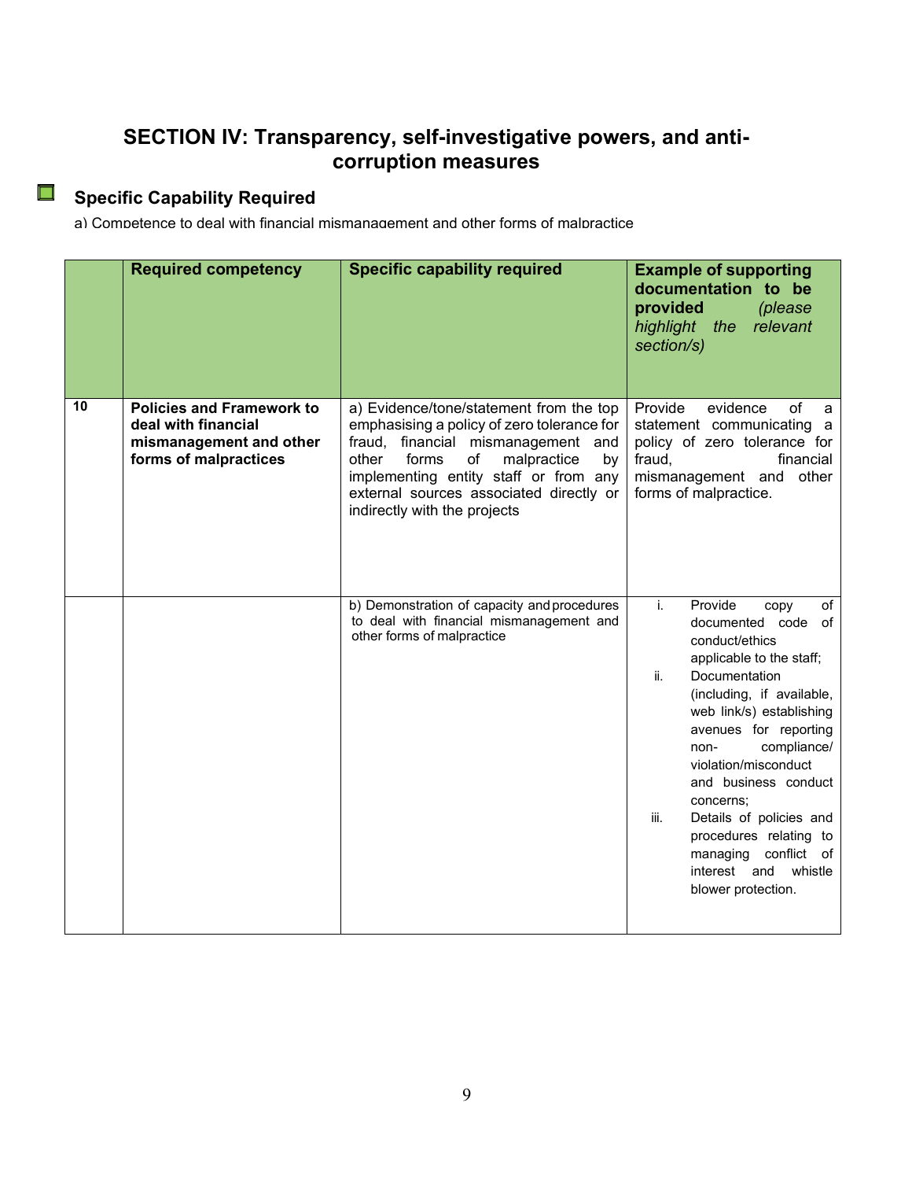# SECTION IV: Transparency, self-investigative powers, and anti-corruption measures

## Specific Capability Required

a) Competence to deal with financial mismanagement and other forms of malpractice

| | Required competency | Specific capability required | Example of supporting documentation to be provided *(please highlight the relevant section/s)* |
|---|---|---|---|
| 10 | **Policies and Framework to deal with financial mismanagement and other forms of malpractices** | a) Evidence/tone/statement from the top emphasising a policy of zero tolerance for fraud, financial mismanagement and other forms of malpractice by implementing entity staff or from any external sources associated directly or indirectly with the projects | Provide evidence of a statement communicating a policy of zero tolerance for fraud, financial mismanagement and other forms of malpractice. |
| | | b) Demonstration of capacity and procedures to deal with financial mismanagement and other forms of malpractice | i. Provide copy of documented code of conduct/ethics applicable to the staff;<br>ii. Documentation (including, if available, web link/s) establishing avenues for reporting non- compliance/ violation/misconduct and business conduct concerns;<br>iii. Details of policies and procedures relating to managing conflict of interest and whistle blower protection. |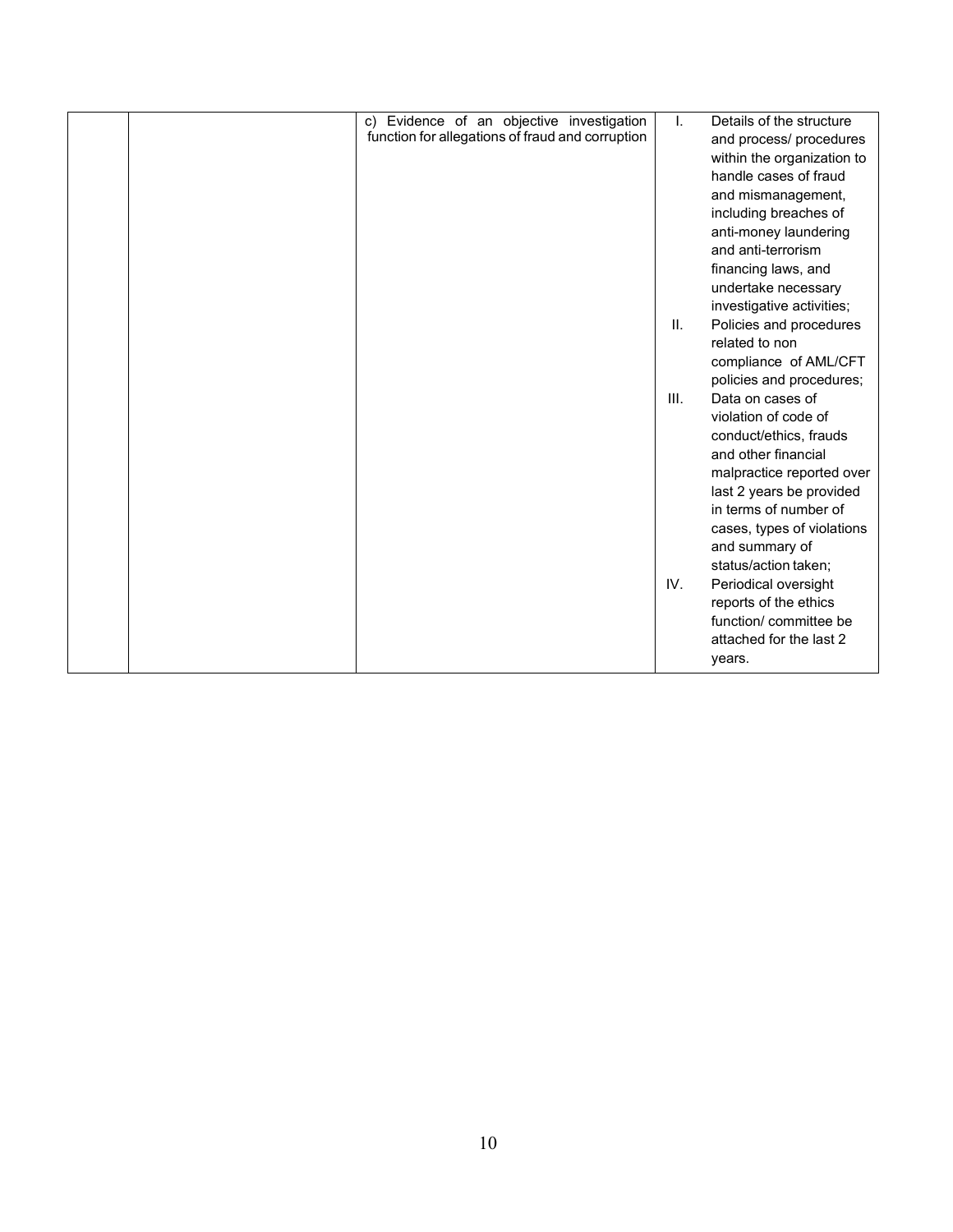|  |  | c) Evidence of an objective investigation function for allegations of fraud and corruption | I. Details of the structure and process/ procedures within the organization to handle cases of fraud and mismanagement, including breaches of anti-money laundering and anti-terrorism financing laws, and undertake necessary investigative activities;<br>II. Policies and procedures related to non compliance of AML/CFT policies and procedures;<br>III. Data on cases of violation of code of conduct/ethics, frauds and other financial malpractice reported over last 2 years be provided in terms of number of cases, types of violations and summary of status/action taken;<br>IV. Periodical oversight reports of the ethics function/ committee be attached for the last 2 years. |
|---|---|---|---|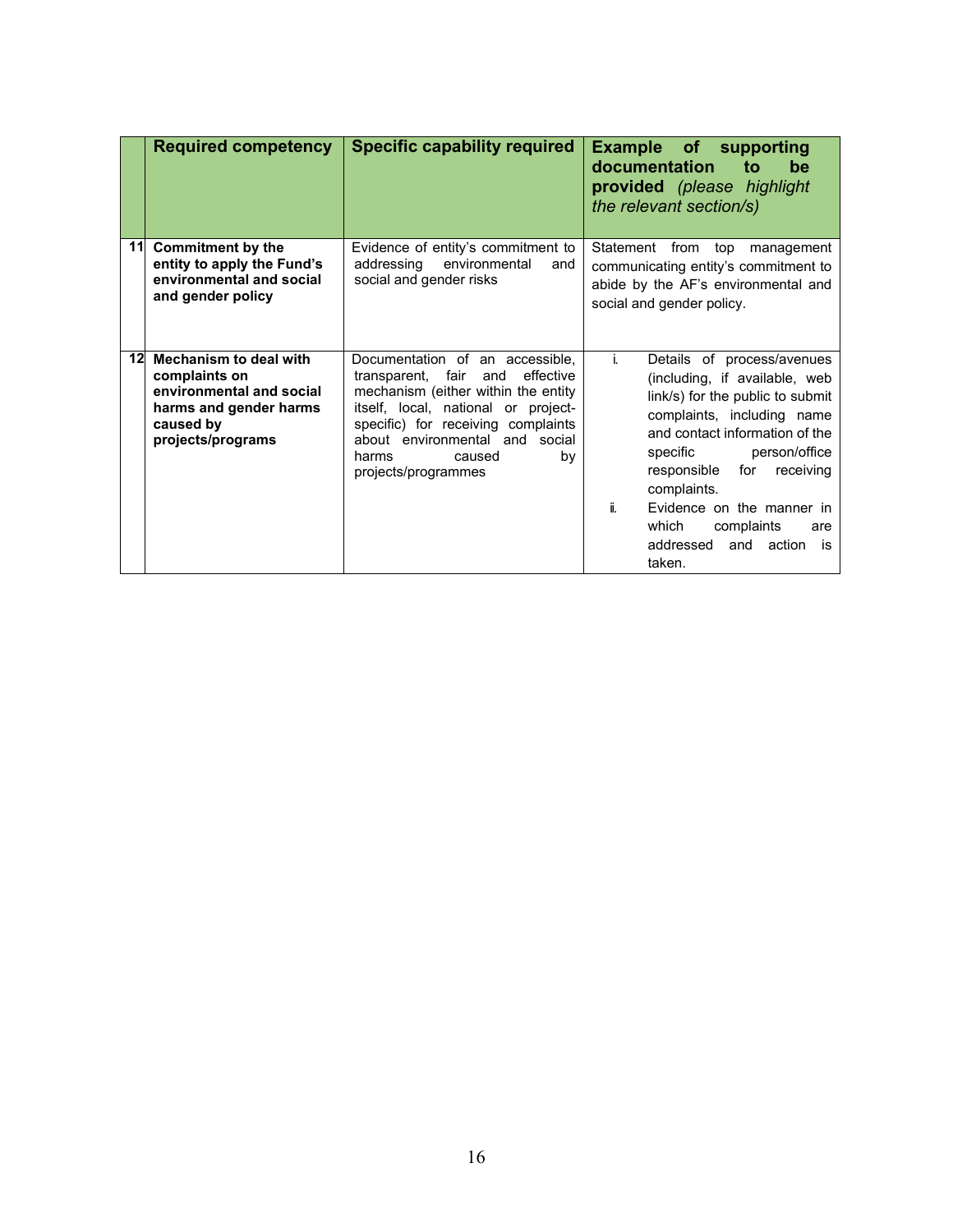| | Required competency | Specific capability required | Example of supporting documentation to be provided *(please highlight the relevant section/s)* |
|---|---|---|---|
| 11 | **Commitment by the entity to apply the Fund's environmental and social and gender policy** | Evidence of entity's commitment to addressing environmental and social and gender risks | Statement from top management communicating entity's commitment to abide by the AF's environmental and social and gender policy. |
| 12 | **Mechanism to deal with complaints on environmental and social harms and gender harms caused by projects/programs** | Documentation of an accessible, transparent, fair and effective mechanism (either within the entity itself, local, national or project-specific) for receiving complaints about environmental and social harms caused by projects/programmes | i. Details of process/avenues (including, if available, web link/s) for the public to submit complaints, including name and contact information of the specific person/office responsible for receiving complaints.<br>ii. Evidence on the manner in which complaints are addressed and action is taken. |